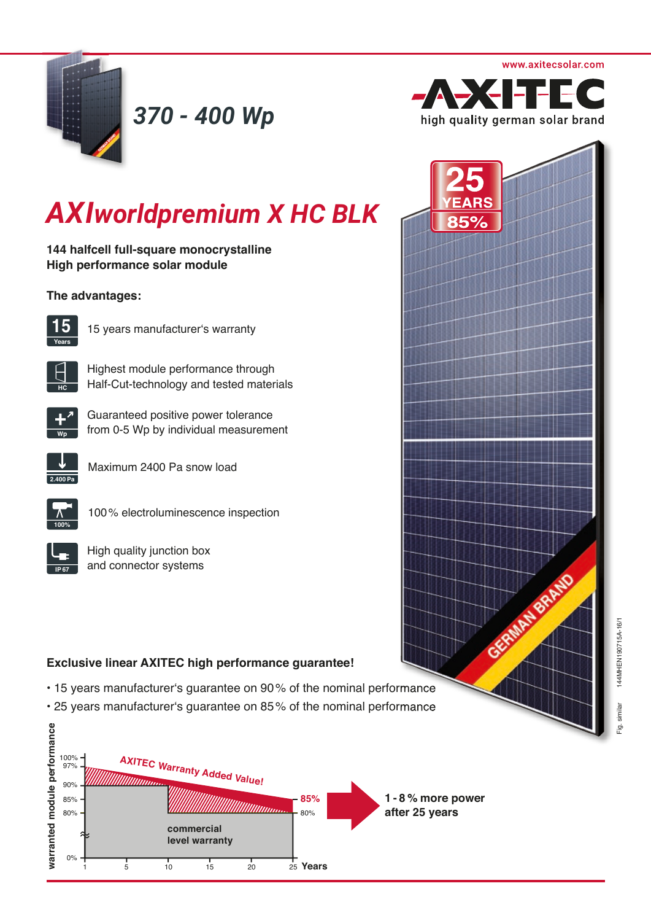www.axitecsolar.com

AXITEC

high quality german solar brand

*370 - 400 Wp*

# *AXIworldpremium X HC BLK*

**144 halfcell full-square monocrystalline**
**High performance solar module**

25 YEARS 85%

### The advantages:

- 15 years manufacturer's warranty
- Highest module performance through Half-Cut-technology and tested materials
- Guaranteed positive power tolerance from 0-5 Wp by individual measurement
- Maximum 2400 Pa snow load
- 100 % electroluminescence inspection
- High quality junction box and connector systems

GERMAN BRAND

### Exclusive linear AXITEC high performance guarantee!

- 15 years manufacturer's guarantee on 90 % of the nominal performance
- 25 years manufacturer's guarantee on 85 % of the nominal performance

AXITEC Warranty Added Value!

commercial level warranty

warranted module performance: 100%, 97%, 90%, 85%, 80%, 0% — Years: 1, 5, 10, 15, 20, 25 — 85%, 80%

**1 - 8 % more power after 25 years**

Fig. similar 144MHEN190715A-16/1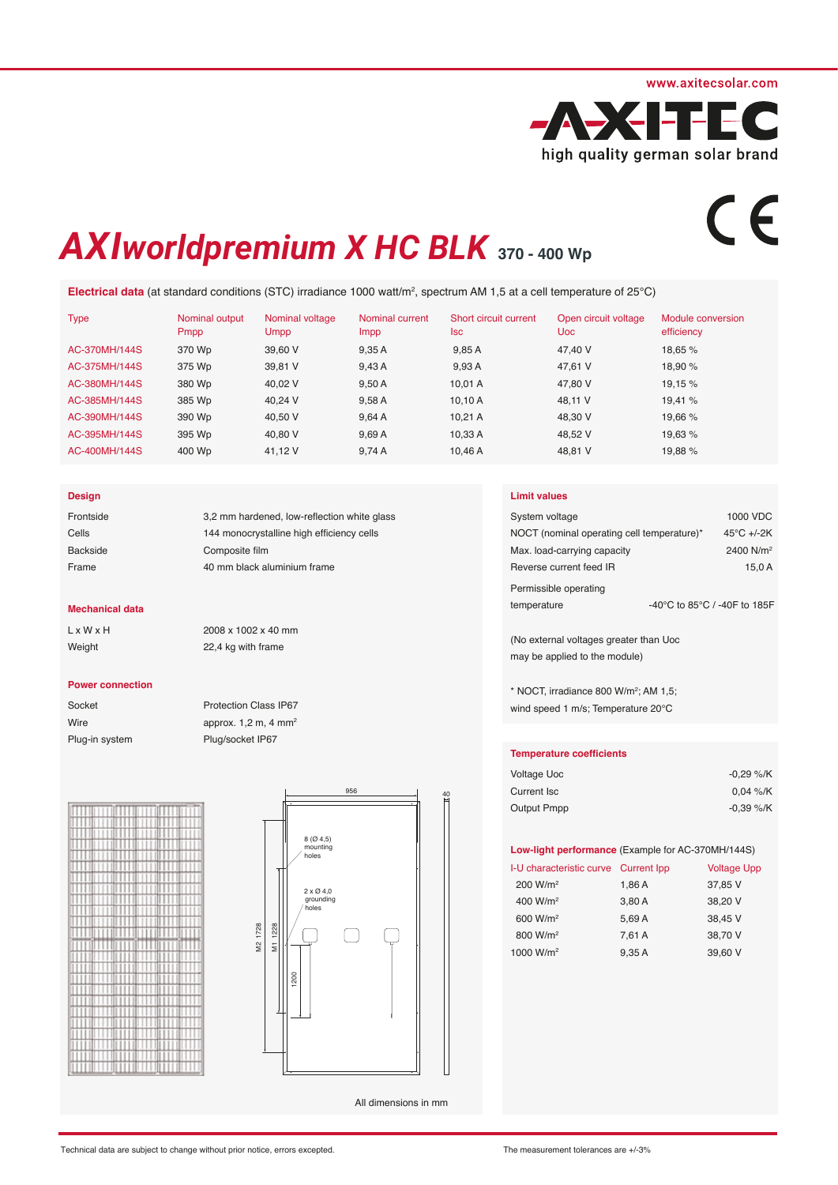www.axitecsolar.com

AXITEC
high quality german solar brand

CE

# *AXIworldpremium X HC BLK* 370 - 400 Wp

**Electrical data** (at standard conditions (STC) irradiance 1000 watt/m², spectrum AM 1,5 at a cell temperature of 25°C)

| Type | Nominal output Pmpp | Nominal voltage Umpp | Nominal current Impp | Short circuit current Isc | Open circuit voltage Uoc | Module conversion efficiency |
|---|---|---|---|---|---|---|
| AC-370MH/144S | 370 Wp | 39,60 V | 9,35 A | 9,85 A | 47,40 V | 18,65 % |
| AC-375MH/144S | 375 Wp | 39,81 V | 9,43 A | 9,93 A | 47,61 V | 18,90 % |
| AC-380MH/144S | 380 Wp | 40,02 V | 9,50 A | 10,01 A | 47,80 V | 19,15 % |
| AC-385MH/144S | 385 Wp | 40,24 V | 9,58 A | 10,10 A | 48,11 V | 19,41 % |
| AC-390MH/144S | 390 Wp | 40,50 V | 9,64 A | 10,21 A | 48,30 V | 19,66 % |
| AC-395MH/144S | 395 Wp | 40,80 V | 9,69 A | 10,33 A | 48,52 V | 19,63 % |
| AC-400MH/144S | 400 Wp | 41,12 V | 9,74 A | 10,46 A | 48,81 V | 19,88 % |

**Design**

| | |
|---|---|
| Frontside | 3,2 mm hardened, low-reflection white glass |
| Cells | 144 monocrystalline high efficiency cells |
| Backside | Composite film |
| Frame | 40 mm black aluminium frame |

**Mechanical data**

| | |
|---|---|
| L x W x H | 2008 x 1002 x 40 mm |
| Weight | 22,4 kg with frame |

**Power connection**

| | |
|---|---|
| Socket | Protection Class IP67 |
| Wire | approx. 1,2 m, 4 mm² |
| Plug-in system | Plug/socket IP67 |

956
40
8 (Ø 4,5) mounting holes
2 x Ø 4,0 grounding holes
M2 1728
M1 1228
1200

All dimensions in mm

**Limit values**

| | |
|---|---|
| System voltage | 1000 VDC |
| NOCT (nominal operating cell temperature)* | 45°C +/-2K |
| Max. load-carrying capacity | 2400 N/m² |
| Reverse current feed IR | 15,0 A |
| Permissible operating temperature | -40°C to 85°C / -40F to 185F |

(No external voltages greater than Uoc may be applied to the module)

* NOCT, irradiance 800 W/m²; AM 1,5; wind speed 1 m/s; Temperature 20°C

**Temperature coefficients**

| | |
|---|---|
| Voltage Uoc | -0,29 %/K |
| Current Isc | 0,04 %/K |
| Output Pmpp | -0,39 %/K |

**Low-light performance** (Example for AC-370MH/144S)

| I-U characteristic curve | Current Ipp | Voltage Upp |
|---|---|---|
| 200 W/m² | 1,86 A | 37,85 V |
| 400 W/m² | 3,80 A | 38,20 V |
| 600 W/m² | 5,69 A | 38,45 V |
| 800 W/m² | 7,61 A | 38,70 V |
| 1000 W/m² | 9,35 A | 39,60 V |

Technical data are subject to change without prior notice, errors excepted.

The measurement tolerances are +/-3%